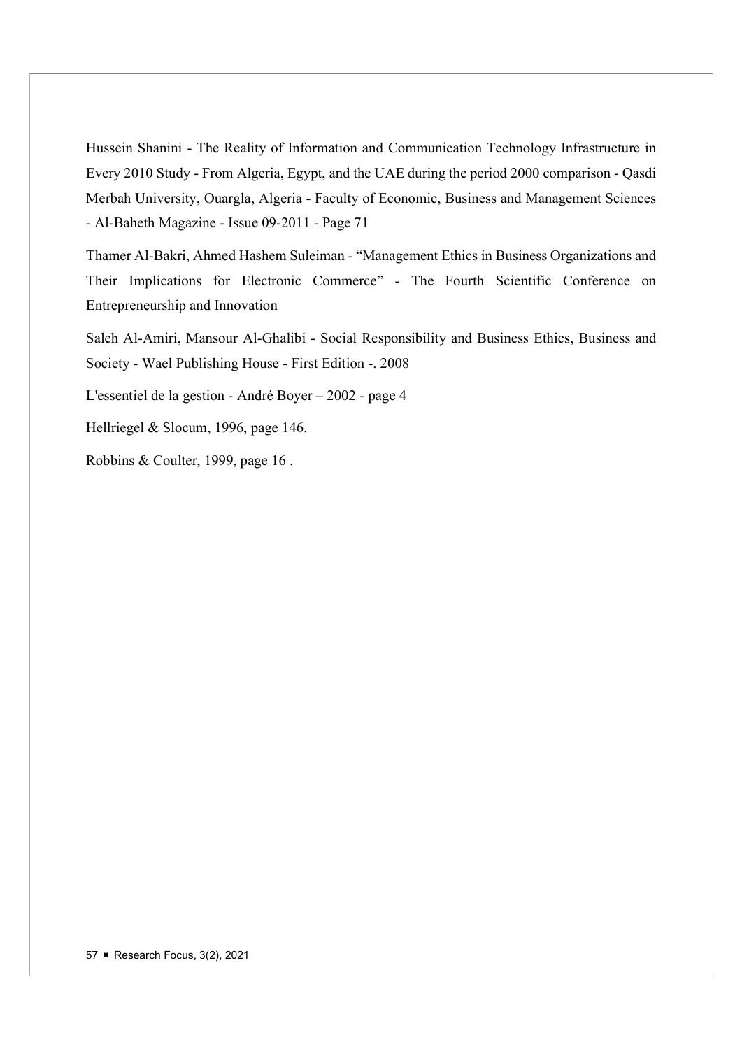Hussein Shanini - The Reality of Information and Communication Technology Infrastructure in Every 2010 Study - From Algeria, Egypt, and the UAE during the period 2000 comparison - Qasdi Merbah University, Ouargla, Algeria - Faculty of Economic, Business and Management Sciences - Al-Baheth Magazine - Issue 09-2011 - Page 71

Thamer Al-Bakri, Ahmed Hashem Suleiman - "Management Ethics in Business Organizations and Their Implications for Electronic Commerce" - The Fourth Scientific Conference on Entrepreneurship and Innovation

Saleh Al-Amiri, Mansour Al-Ghalibi - Social Responsibility and Business Ethics, Business and Society - Wael Publishing House - First Edition -. 2008

L'essentiel de la gestion - André Boyer – 2002 - page 4

Hellriegel & Slocum, 1996, page 146.

Robbins & Coulter, 1999, page 16 .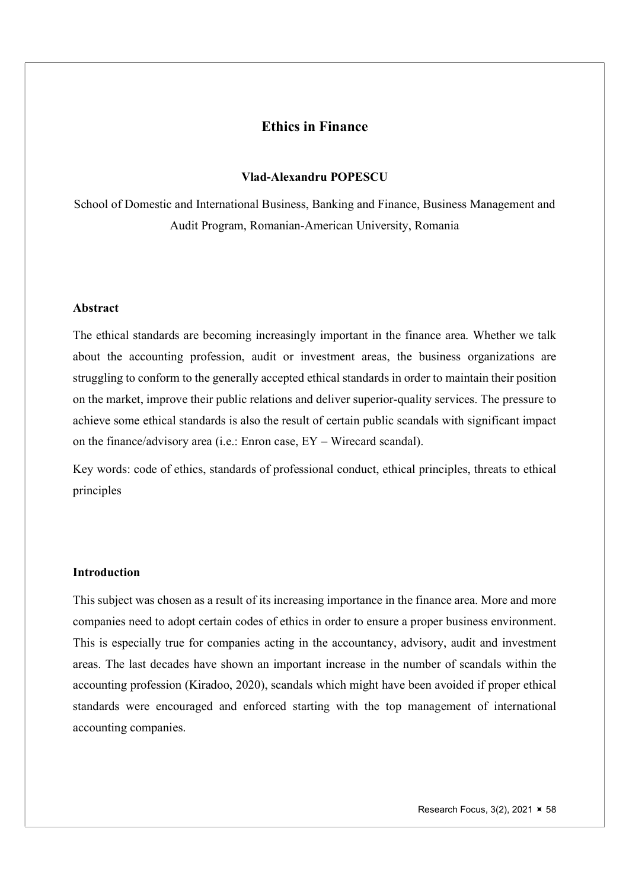# Ethics in Finance

**Vlad-Alexandru POPESCU**

School of Domestic and International Business, Banking and Finance, Business Management and Audit Program, Romanian-American University, Romania

## Abstract

The ethical standards are becoming increasingly important in the finance area. Whether we talk about the accounting profession, audit or investment areas, the business organizations are struggling to conform to the generally accepted ethical standards in order to maintain their position on the market, improve their public relations and deliver superior-quality services. The pressure to achieve some ethical standards is also the result of certain public scandals with significant impact on the finance/advisory area (i.e.: Enron case, EY – Wirecard scandal).

Key words: code of ethics, standards of professional conduct, ethical principles, threats to ethical principles

## Introduction

This subject was chosen as a result of its increasing importance in the finance area. More and more companies need to adopt certain codes of ethics in order to ensure a proper business environment. This is especially true for companies acting in the accountancy, advisory, audit and investment areas. The last decades have shown an important increase in the number of scandals within the accounting profession (Kiradoo, 2020), scandals which might have been avoided if proper ethical standards were encouraged and enforced starting with the top management of international accounting companies.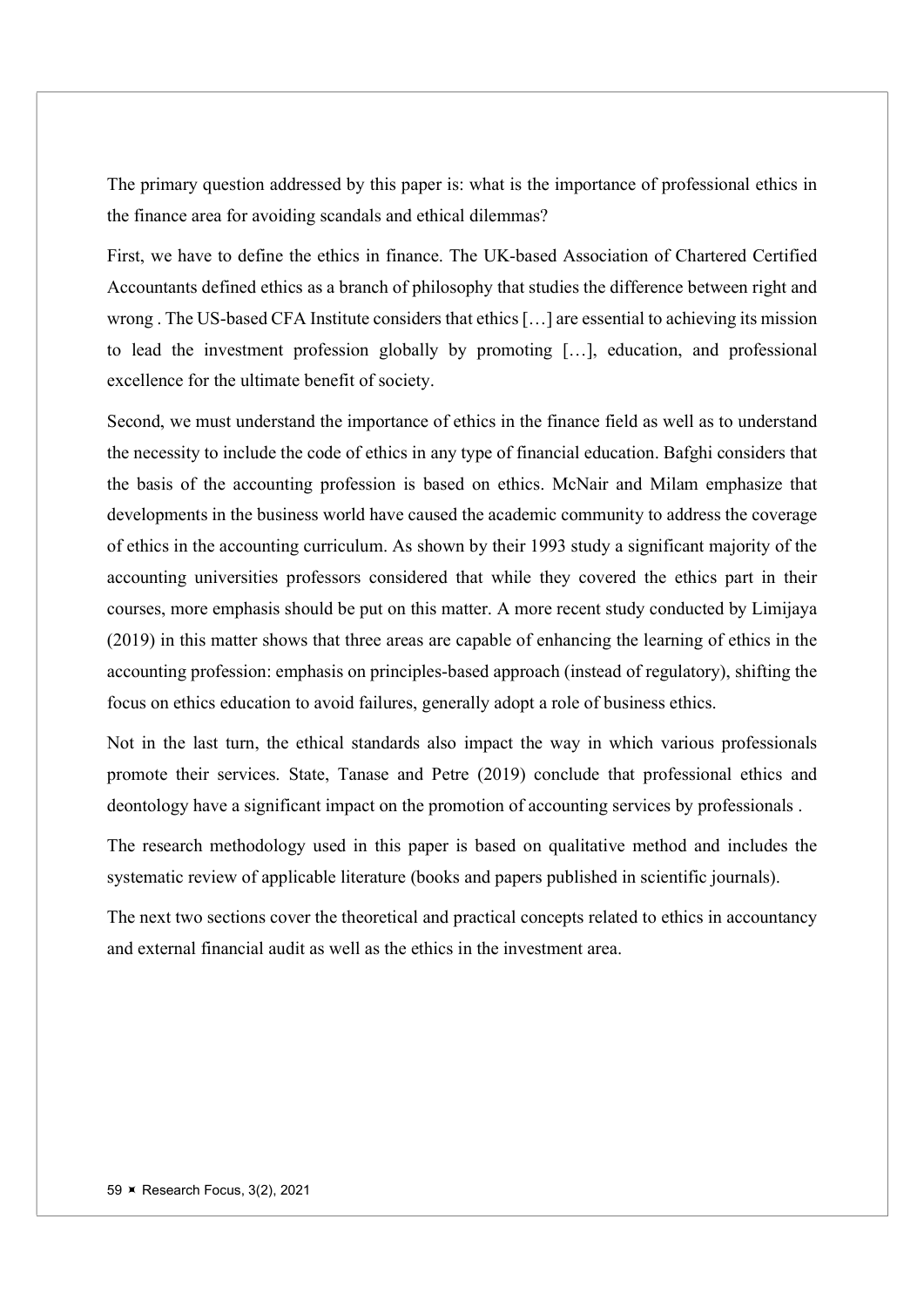The primary question addressed by this paper is: what is the importance of professional ethics in the finance area for avoiding scandals and ethical dilemmas?

First, we have to define the ethics in finance. The UK-based Association of Chartered Certified Accountants defined ethics as a branch of philosophy that studies the difference between right and wrong . The US-based CFA Institute considers that ethics […] are essential to achieving its mission to lead the investment profession globally by promoting […], education, and professional excellence for the ultimate benefit of society.

Second, we must understand the importance of ethics in the finance field as well as to understand the necessity to include the code of ethics in any type of financial education. Bafghi considers that the basis of the accounting profession is based on ethics. McNair and Milam emphasize that developments in the business world have caused the academic community to address the coverage of ethics in the accounting curriculum. As shown by their 1993 study a significant majority of the accounting universities professors considered that while they covered the ethics part in their courses, more emphasis should be put on this matter. A more recent study conducted by Limijaya (2019) in this matter shows that three areas are capable of enhancing the learning of ethics in the accounting profession: emphasis on principles-based approach (instead of regulatory), shifting the focus on ethics education to avoid failures, generally adopt a role of business ethics.

Not in the last turn, the ethical standards also impact the way in which various professionals promote their services. State, Tanase and Petre (2019) conclude that professional ethics and deontology have a significant impact on the promotion of accounting services by professionals .

The research methodology used in this paper is based on qualitative method and includes the systematic review of applicable literature (books and papers published in scientific journals).

The next two sections cover the theoretical and practical concepts related to ethics in accountancy and external financial audit as well as the ethics in the investment area.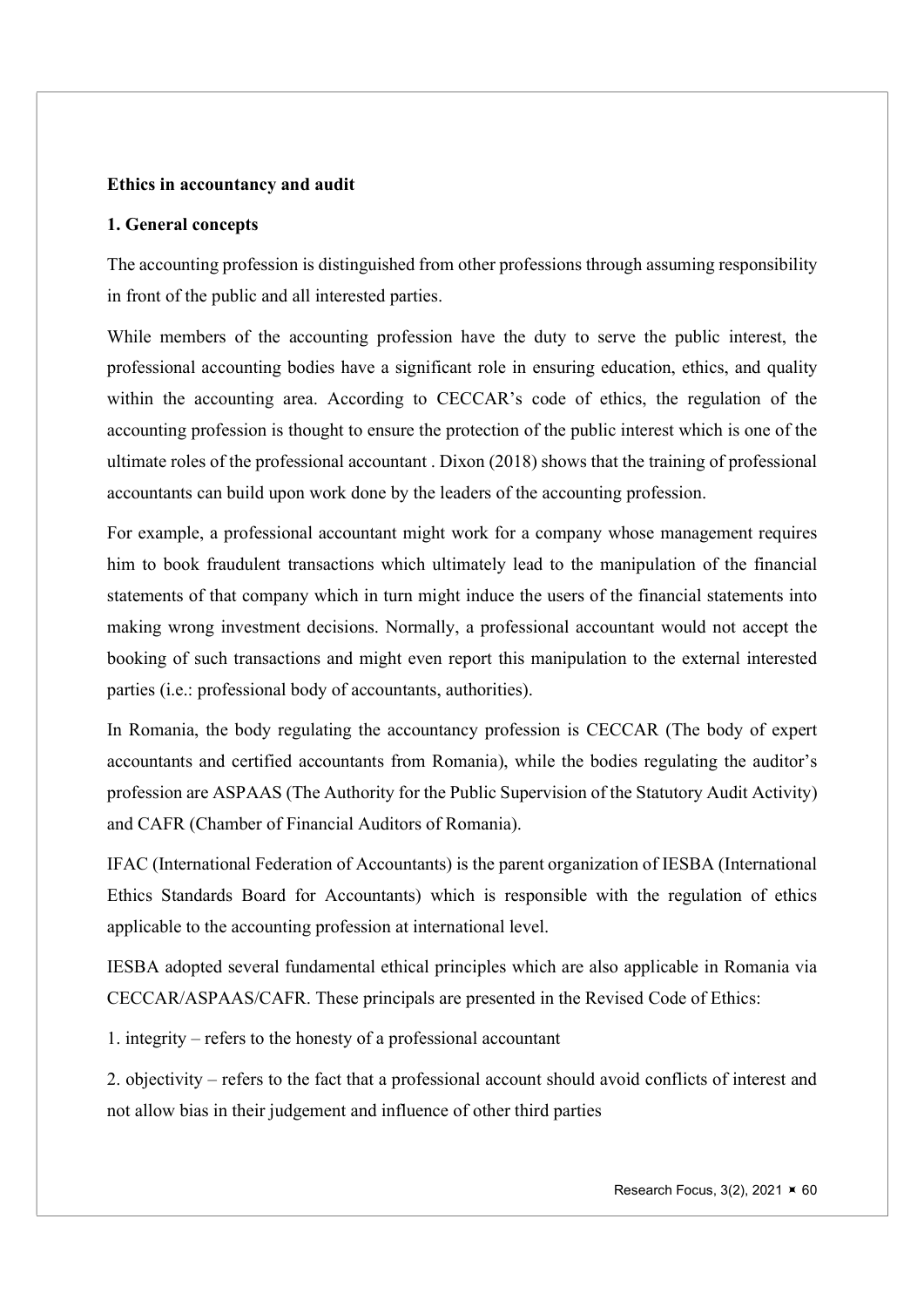**Ethics in accountancy and audit**

**1. General concepts**

The accounting profession is distinguished from other professions through assuming responsibility in front of the public and all interested parties.

While members of the accounting profession have the duty to serve the public interest, the professional accounting bodies have a significant role in ensuring education, ethics, and quality within the accounting area. According to CECCAR's code of ethics, the regulation of the accounting profession is thought to ensure the protection of the public interest which is one of the ultimate roles of the professional accountant . Dixon (2018) shows that the training of professional accountants can build upon work done by the leaders of the accounting profession.

For example, a professional accountant might work for a company whose management requires him to book fraudulent transactions which ultimately lead to the manipulation of the financial statements of that company which in turn might induce the users of the financial statements into making wrong investment decisions. Normally, a professional accountant would not accept the booking of such transactions and might even report this manipulation to the external interested parties (i.e.: professional body of accountants, authorities).

In Romania, the body regulating the accountancy profession is CECCAR (The body of expert accountants and certified accountants from Romania), while the bodies regulating the auditor's profession are ASPAAS (The Authority for the Public Supervision of the Statutory Audit Activity) and CAFR (Chamber of Financial Auditors of Romania).

IFAC (International Federation of Accountants) is the parent organization of IESBA (International Ethics Standards Board for Accountants) which is responsible with the regulation of ethics applicable to the accounting profession at international level.

IESBA adopted several fundamental ethical principles which are also applicable in Romania via CECCAR/ASPAAS/CAFR. These principals are presented in the Revised Code of Ethics:

1. integrity – refers to the honesty of a professional accountant

2. objectivity – refers to the fact that a professional account should avoid conflicts of interest and not allow bias in their judgement and influence of other third parties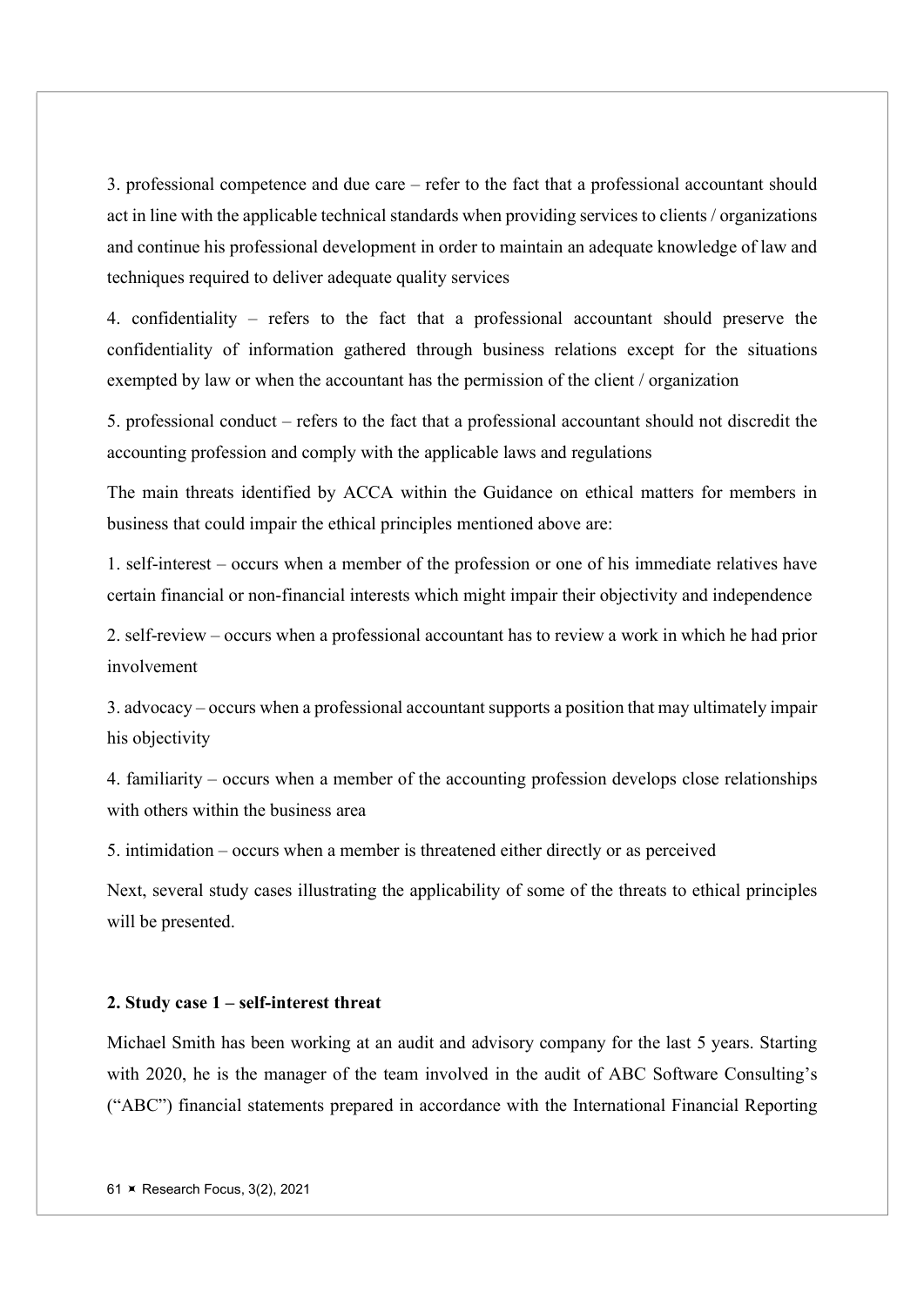3. professional competence and due care – refer to the fact that a professional accountant should act in line with the applicable technical standards when providing services to clients / organizations and continue his professional development in order to maintain an adequate knowledge of law and techniques required to deliver adequate quality services

4. confidentiality – refers to the fact that a professional accountant should preserve the confidentiality of information gathered through business relations except for the situations exempted by law or when the accountant has the permission of the client / organization

5. professional conduct – refers to the fact that a professional accountant should not discredit the accounting profession and comply with the applicable laws and regulations

The main threats identified by ACCA within the Guidance on ethical matters for members in business that could impair the ethical principles mentioned above are:

1. self-interest – occurs when a member of the profession or one of his immediate relatives have certain financial or non-financial interests which might impair their objectivity and independence

2. self-review – occurs when a professional accountant has to review a work in which he had prior involvement

3. advocacy – occurs when a professional accountant supports a position that may ultimately impair his objectivity

4. familiarity – occurs when a member of the accounting profession develops close relationships with others within the business area

5. intimidation – occurs when a member is threatened either directly or as perceived

Next, several study cases illustrating the applicability of some of the threats to ethical principles will be presented.

## 2. Study case 1 – self-interest threat

Michael Smith has been working at an audit and advisory company for the last 5 years. Starting with 2020, he is the manager of the team involved in the audit of ABC Software Consulting's ("ABC") financial statements prepared in accordance with the International Financial Reporting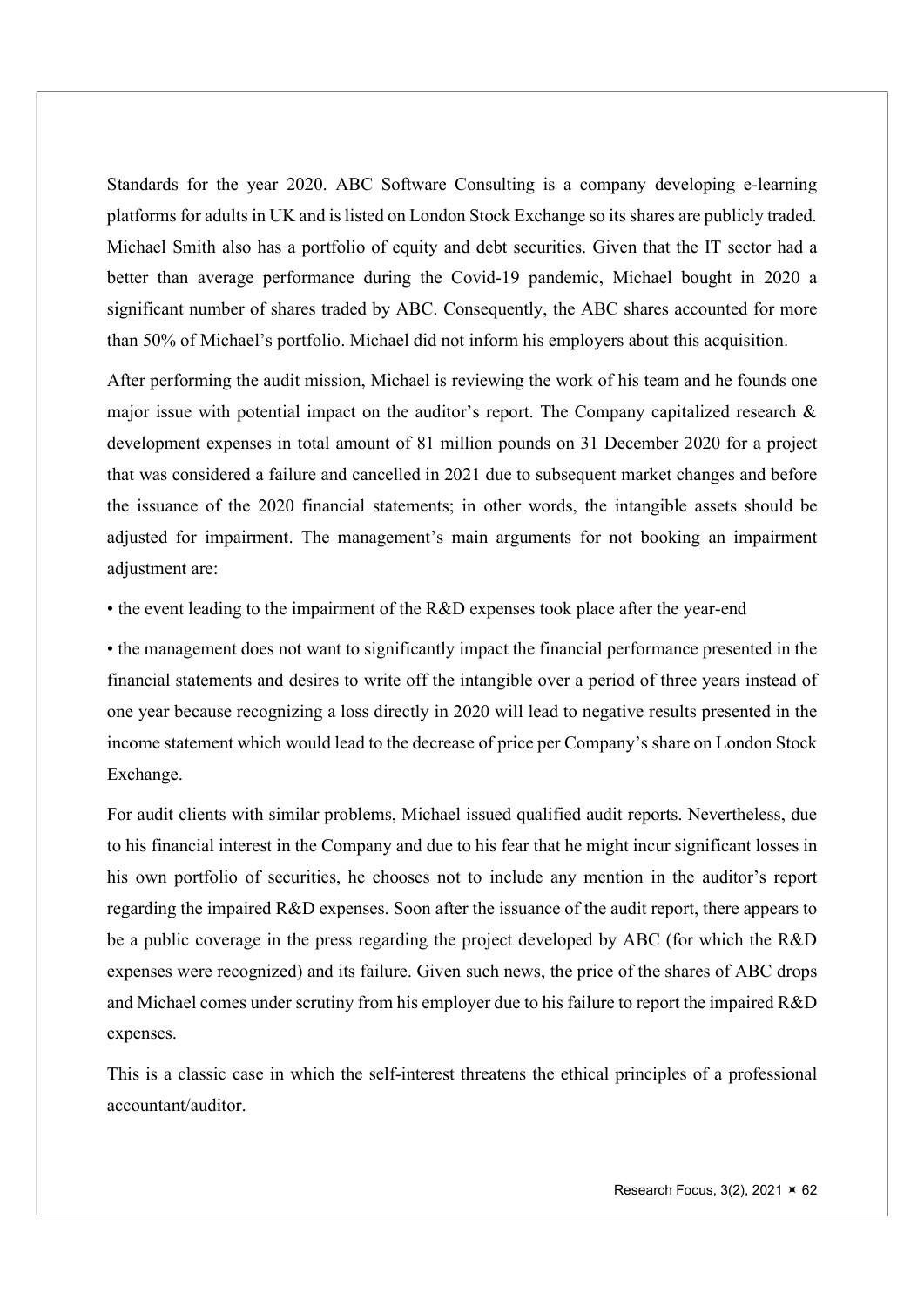Standards for the year 2020. ABC Software Consulting is a company developing e-learning platforms for adults in UK and is listed on London Stock Exchange so its shares are publicly traded. Michael Smith also has a portfolio of equity and debt securities. Given that the IT sector had a better than average performance during the Covid-19 pandemic, Michael bought in 2020 a significant number of shares traded by ABC. Consequently, the ABC shares accounted for more than 50% of Michael's portfolio. Michael did not inform his employers about this acquisition.

After performing the audit mission, Michael is reviewing the work of his team and he founds one major issue with potential impact on the auditor's report. The Company capitalized research & development expenses in total amount of 81 million pounds on 31 December 2020 for a project that was considered a failure and cancelled in 2021 due to subsequent market changes and before the issuance of the 2020 financial statements; in other words, the intangible assets should be adjusted for impairment. The management's main arguments for not booking an impairment adjustment are:

• the event leading to the impairment of the R&D expenses took place after the year-end

• the management does not want to significantly impact the financial performance presented in the financial statements and desires to write off the intangible over a period of three years instead of one year because recognizing a loss directly in 2020 will lead to negative results presented in the income statement which would lead to the decrease of price per Company's share on London Stock Exchange.

For audit clients with similar problems, Michael issued qualified audit reports. Nevertheless, due to his financial interest in the Company and due to his fear that he might incur significant losses in his own portfolio of securities, he chooses not to include any mention in the auditor's report regarding the impaired R&D expenses. Soon after the issuance of the audit report, there appears to be a public coverage in the press regarding the project developed by ABC (for which the R&D expenses were recognized) and its failure. Given such news, the price of the shares of ABC drops and Michael comes under scrutiny from his employer due to his failure to report the impaired R&D expenses.

This is a classic case in which the self-interest threatens the ethical principles of a professional accountant/auditor.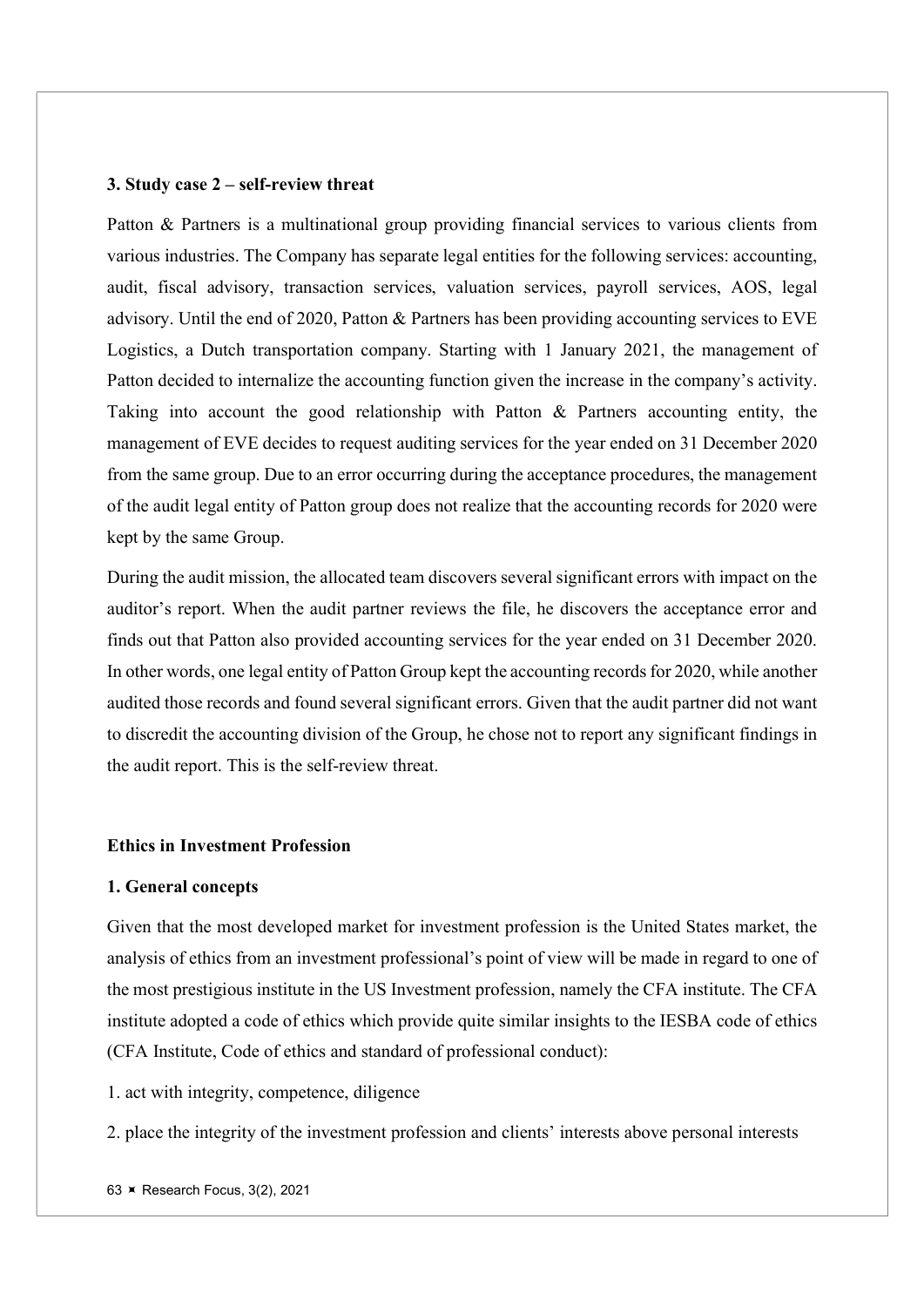### 3. Study case 2 – self-review threat

Patton & Partners is a multinational group providing financial services to various clients from various industries. The Company has separate legal entities for the following services: accounting, audit, fiscal advisory, transaction services, valuation services, payroll services, AOS, legal advisory. Until the end of 2020, Patton & Partners has been providing accounting services to EVE Logistics, a Dutch transportation company. Starting with 1 January 2021, the management of Patton decided to internalize the accounting function given the increase in the company's activity. Taking into account the good relationship with Patton & Partners accounting entity, the management of EVE decides to request auditing services for the year ended on 31 December 2020 from the same group. Due to an error occurring during the acceptance procedures, the management of the audit legal entity of Patton group does not realize that the accounting records for 2020 were kept by the same Group.

During the audit mission, the allocated team discovers several significant errors with impact on the auditor's report. When the audit partner reviews the file, he discovers the acceptance error and finds out that Patton also provided accounting services for the year ended on 31 December 2020. In other words, one legal entity of Patton Group kept the accounting records for 2020, while another audited those records and found several significant errors. Given that the audit partner did not want to discredit the accounting division of the Group, he chose not to report any significant findings in the audit report. This is the self-review threat.

## Ethics in Investment Profession

### 1. General concepts

Given that the most developed market for investment profession is the United States market, the analysis of ethics from an investment professional's point of view will be made in regard to one of the most prestigious institute in the US Investment profession, namely the CFA institute. The CFA institute adopted a code of ethics which provide quite similar insights to the IESBA code of ethics (CFA Institute, Code of ethics and standard of professional conduct):

1. act with integrity, competence, diligence
2. place the integrity of the investment profession and clients' interests above personal interests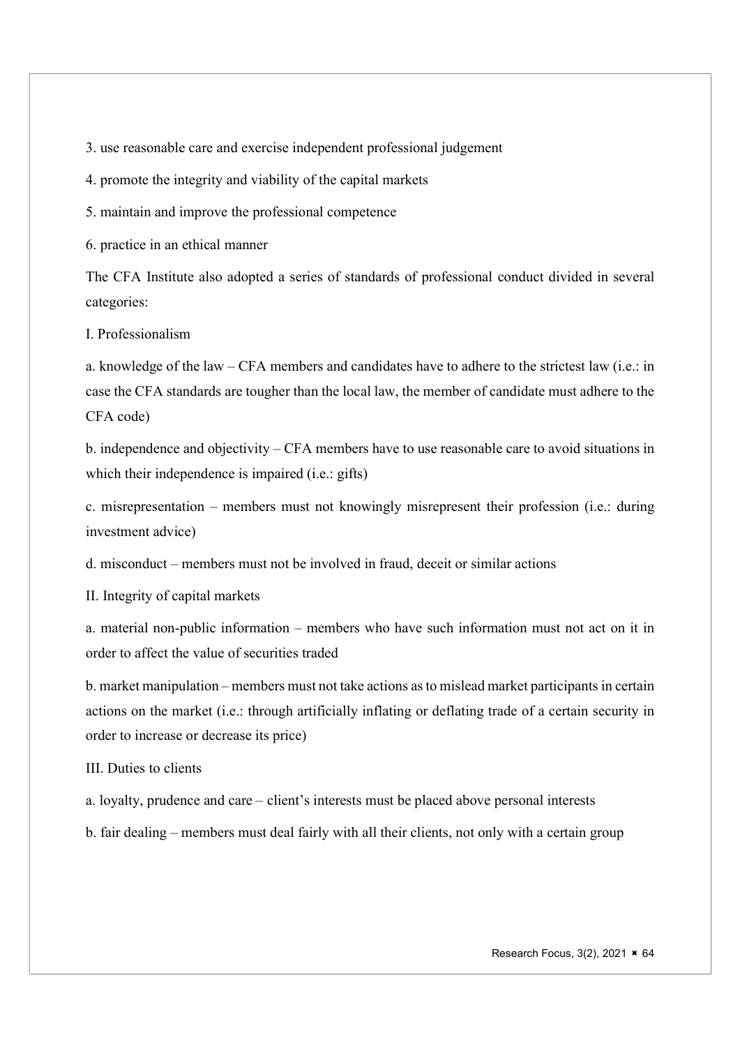3. use reasonable care and exercise independent professional judgement

4. promote the integrity and viability of the capital markets

5. maintain and improve the professional competence

6. practice in an ethical manner

The CFA Institute also adopted a series of standards of professional conduct divided in several categories:

I. Professionalism

a. knowledge of the law – CFA members and candidates have to adhere to the strictest law (i.e.: in case the CFA standards are tougher than the local law, the member of candidate must adhere to the CFA code)

b. independence and objectivity – CFA members have to use reasonable care to avoid situations in which their independence is impaired (i.e.: gifts)

c. misrepresentation – members must not knowingly misrepresent their profession (i.e.: during investment advice)

d. misconduct – members must not be involved in fraud, deceit or similar actions

II. Integrity of capital markets

a. material non-public information – members who have such information must not act on it in order to affect the value of securities traded

b. market manipulation – members must not take actions as to mislead market participants in certain actions on the market (i.e.: through artificially inflating or deflating trade of a certain security in order to increase or decrease its price)

III. Duties to clients

a. loyalty, prudence and care – client's interests must be placed above personal interests

b. fair dealing – members must deal fairly with all their clients, not only with a certain group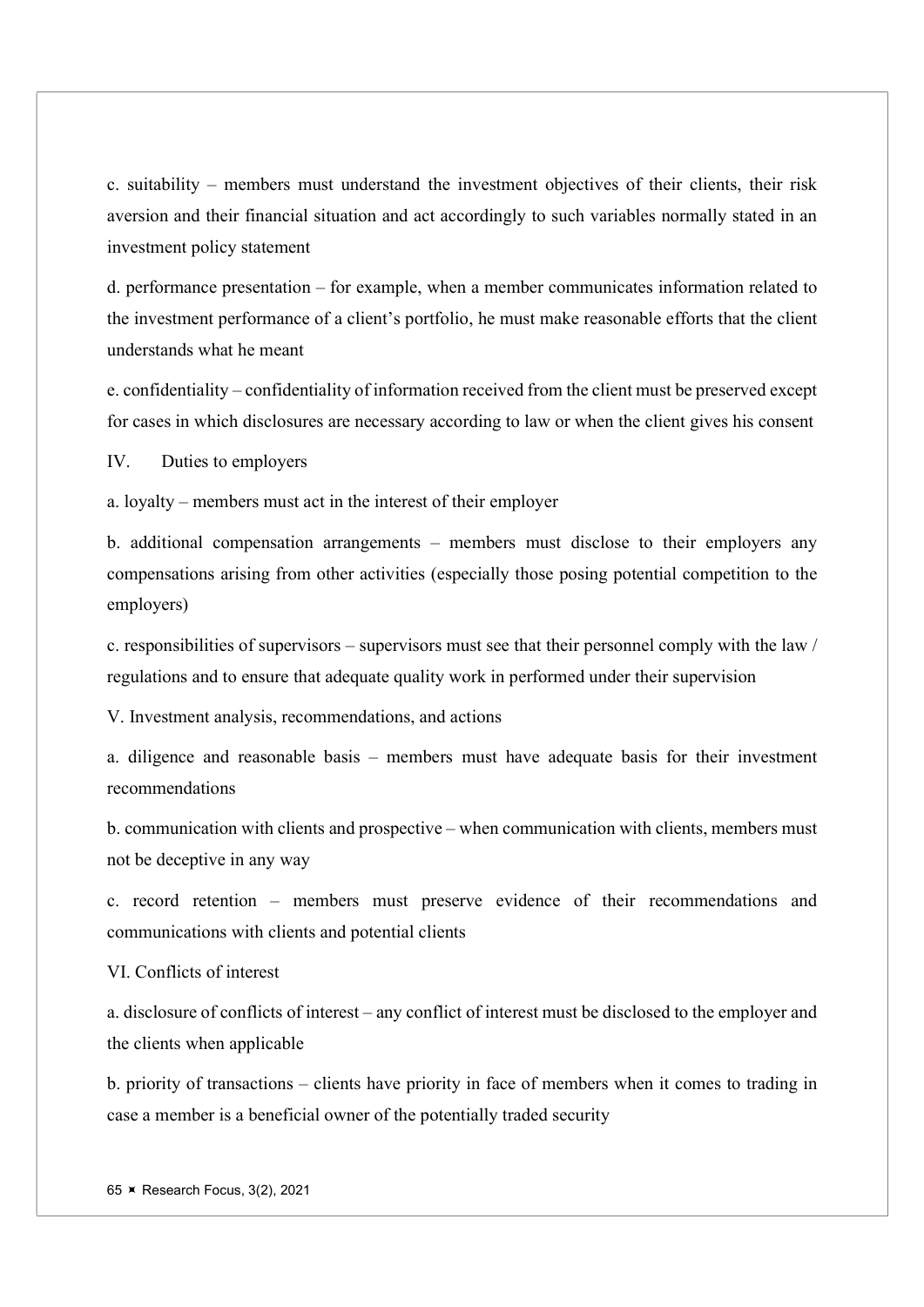c. suitability – members must understand the investment objectives of their clients, their risk aversion and their financial situation and act accordingly to such variables normally stated in an investment policy statement

d. performance presentation – for example, when a member communicates information related to the investment performance of a client's portfolio, he must make reasonable efforts that the client understands what he meant

e. confidentiality – confidentiality of information received from the client must be preserved except for cases in which disclosures are necessary according to law or when the client gives his consent

IV. Duties to employers

a. loyalty – members must act in the interest of their employer

b. additional compensation arrangements – members must disclose to their employers any compensations arising from other activities (especially those posing potential competition to the employers)

c. responsibilities of supervisors – supervisors must see that their personnel comply with the law / regulations and to ensure that adequate quality work in performed under their supervision

V. Investment analysis, recommendations, and actions

a. diligence and reasonable basis – members must have adequate basis for their investment recommendations

b. communication with clients and prospective – when communication with clients, members must not be deceptive in any way

c. record retention – members must preserve evidence of their recommendations and communications with clients and potential clients

VI. Conflicts of interest

a. disclosure of conflicts of interest – any conflict of interest must be disclosed to the employer and the clients when applicable

b. priority of transactions – clients have priority in face of members when it comes to trading in case a member is a beneficial owner of the potentially traded security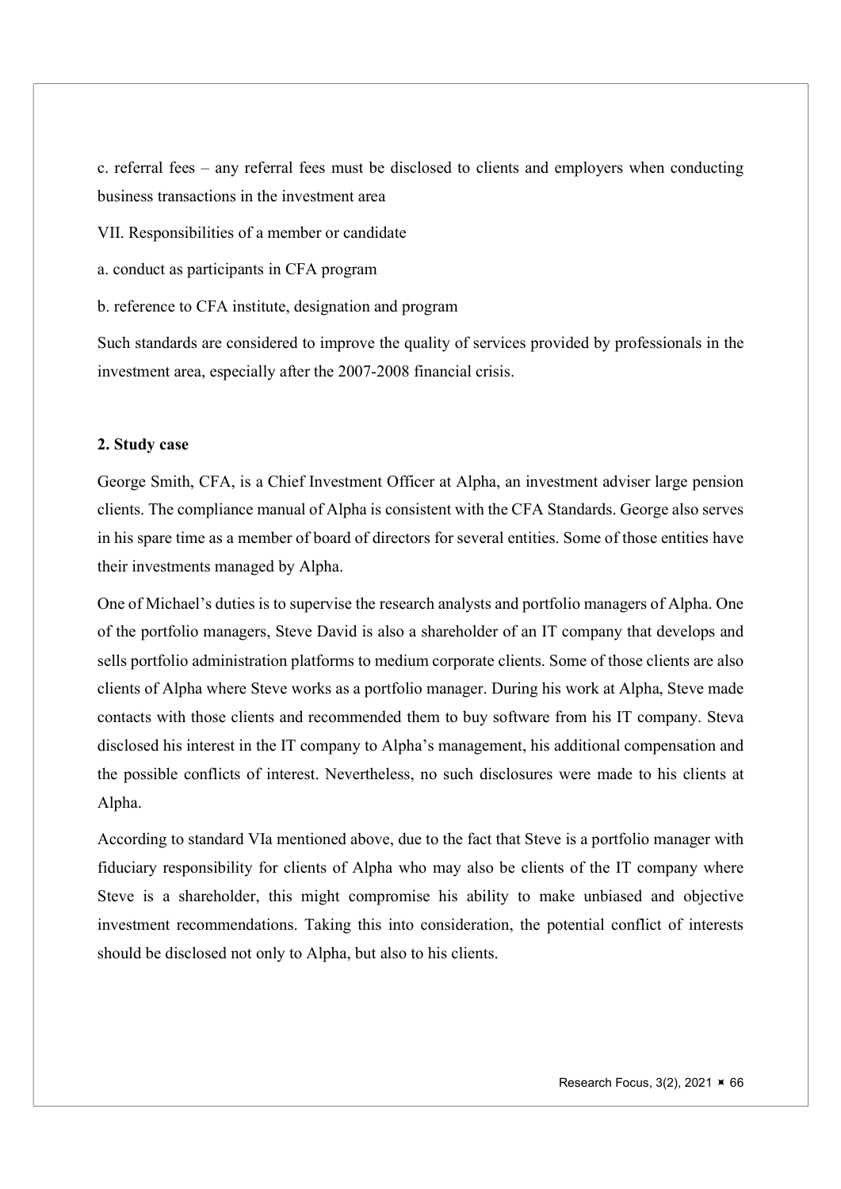c. referral fees – any referral fees must be disclosed to clients and employers when conducting business transactions in the investment area

VII. Responsibilities of a member or candidate

a. conduct as participants in CFA program

b. reference to CFA institute, designation and program

Such standards are considered to improve the quality of services provided by professionals in the investment area, especially after the 2007-2008 financial crisis.

### 2. Study case

George Smith, CFA, is a Chief Investment Officer at Alpha, an investment adviser large pension clients. The compliance manual of Alpha is consistent with the CFA Standards. George also serves in his spare time as a member of board of directors for several entities. Some of those entities have their investments managed by Alpha.

One of Michael's duties is to supervise the research analysts and portfolio managers of Alpha. One of the portfolio managers, Steve David is also a shareholder of an IT company that develops and sells portfolio administration platforms to medium corporate clients. Some of those clients are also clients of Alpha where Steve works as a portfolio manager. During his work at Alpha, Steve made contacts with those clients and recommended them to buy software from his IT company. Steva disclosed his interest in the IT company to Alpha's management, his additional compensation and the possible conflicts of interest. Nevertheless, no such disclosures were made to his clients at Alpha.

According to standard VIa mentioned above, due to the fact that Steve is a portfolio manager with fiduciary responsibility for clients of Alpha who may also be clients of the IT company where Steve is a shareholder, this might compromise his ability to make unbiased and objective investment recommendations. Taking this into consideration, the potential conflict of interests should be disclosed not only to Alpha, but also to his clients.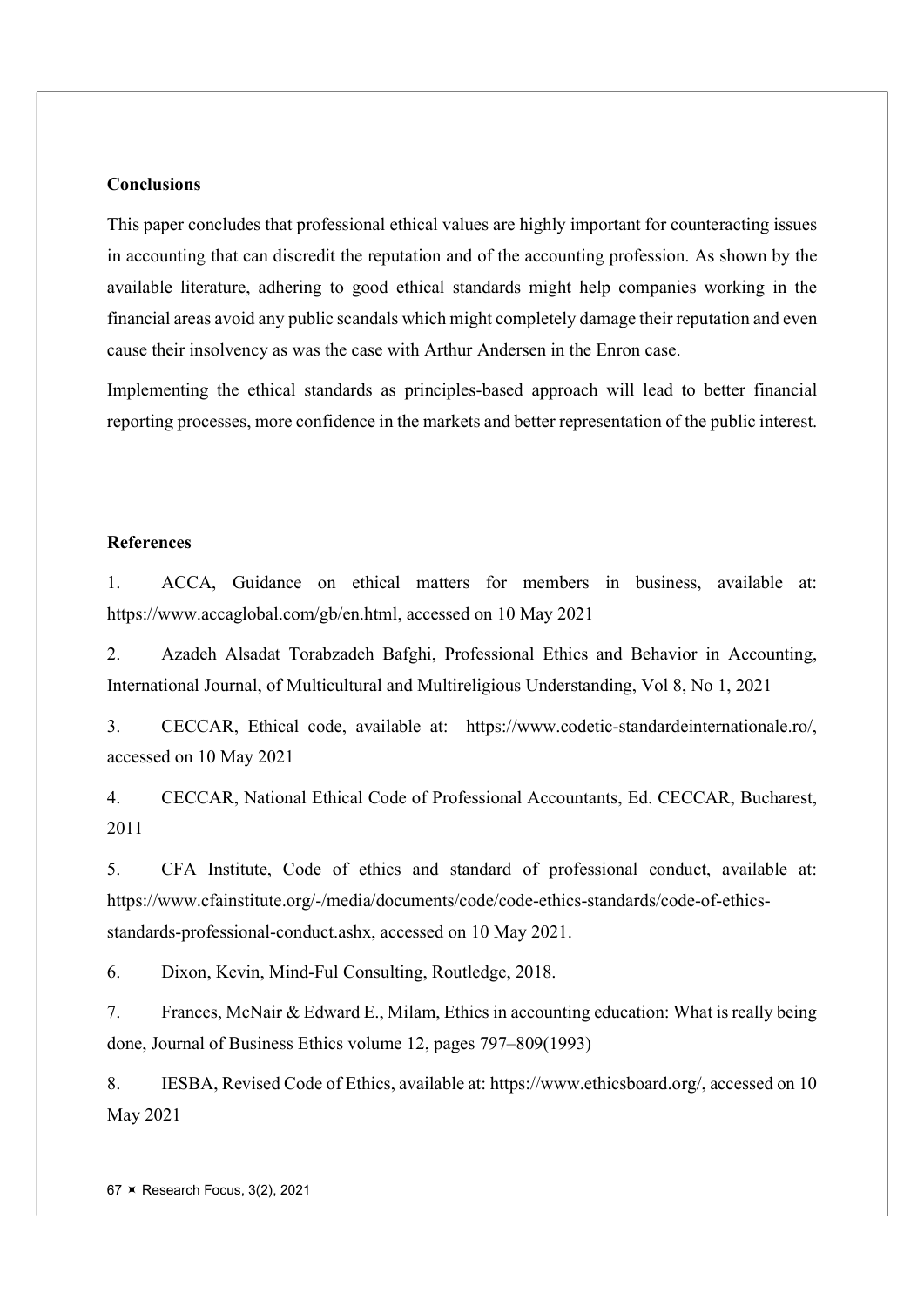**Conclusions**

This paper concludes that professional ethical values are highly important for counteracting issues in accounting that can discredit the reputation and of the accounting profession. As shown by the available literature, adhering to good ethical standards might help companies working in the financial areas avoid any public scandals which might completely damage their reputation and even cause their insolvency as was the case with Arthur Andersen in the Enron case.

Implementing the ethical standards as principles-based approach will lead to better financial reporting processes, more confidence in the markets and better representation of the public interest.

**References**

1. ACCA, Guidance on ethical matters for members in business, available at: https://www.accaglobal.com/gb/en.html, accessed on 10 May 2021
2. Azadeh Alsadat Torabzadeh Bafghi, Professional Ethics and Behavior in Accounting, International Journal, of Multicultural and Multireligious Understanding, Vol 8, No 1, 2021
3. CECCAR, Ethical code, available at: https://www.codetic-standardeinternationale.ro/, accessed on 10 May 2021
4. CECCAR, National Ethical Code of Professional Accountants, Ed. CECCAR, Bucharest, 2011
5. CFA Institute, Code of ethics and standard of professional conduct, available at: https://www.cfainstitute.org/-/media/documents/code/code-ethics-standards/code-of-ethics-standards-professional-conduct.ashx, accessed on 10 May 2021.
6. Dixon, Kevin, Mind-Ful Consulting, Routledge, 2018.
7. Frances, McNair & Edward E., Milam, Ethics in accounting education: What is really being done, Journal of Business Ethics volume 12, pages 797–809(1993)
8. IESBA, Revised Code of Ethics, available at: https://www.ethicsboard.org/, accessed on 10 May 2021